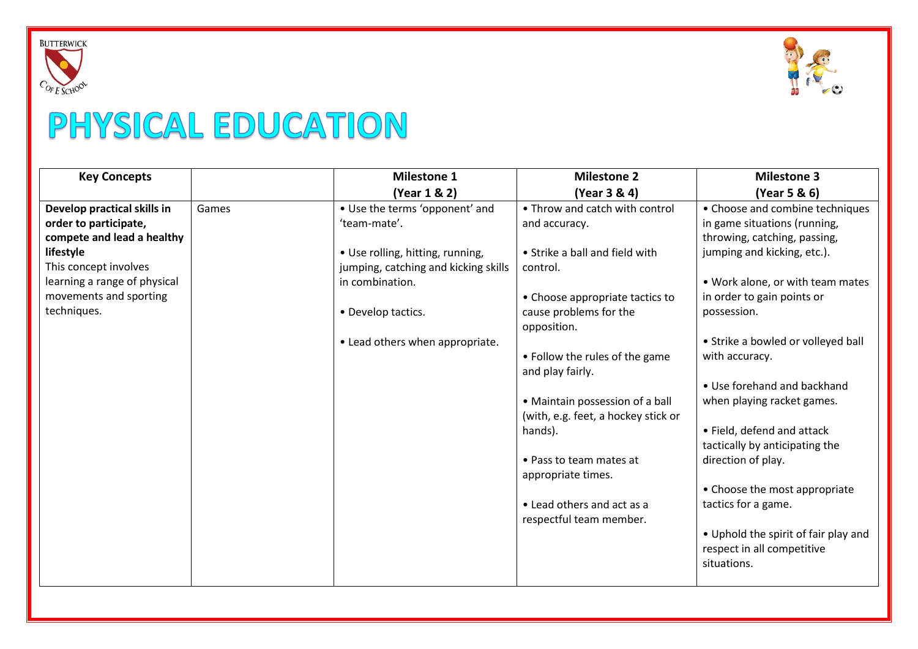BUTTERWICK C OF E SCHOOL

# PHYSICAL EDUCATION

| Key Concepts | | Milestone 1 (Year 1 & 2) | Milestone 2 (Year 3 & 4) | Milestone 3 (Year 5 & 6) |
|---|---|---|---|---|
| **Develop practical skills in order to participate, compete and lead a healthy lifestyle** This concept involves learning a range of physical movements and sporting techniques. | Games | • Use the terms 'opponent' and 'team-mate'.<br><br>• Use rolling, hitting, running, jumping, catching and kicking skills in combination.<br><br>• Develop tactics.<br><br>• Lead others when appropriate. | • Throw and catch with control and accuracy.<br><br>• Strike a ball and field with control.<br><br>• Choose appropriate tactics to cause problems for the opposition.<br><br>• Follow the rules of the game and play fairly.<br><br>• Maintain possession of a ball (with, e.g. feet, a hockey stick or hands).<br><br>• Pass to team mates at appropriate times.<br><br>• Lead others and act as a respectful team member. | • Choose and combine techniques in game situations (running, throwing, catching, passing, jumping and kicking, etc.).<br><br>• Work alone, or with team mates in order to gain points or possession.<br><br>• Strike a bowled or volleyed ball with accuracy.<br><br>• Use forehand and backhand when playing racket games.<br><br>• Field, defend and attack tactically by anticipating the direction of play.<br><br>• Choose the most appropriate tactics for a game.<br><br>• Uphold the spirit of fair play and respect in all competitive situations. |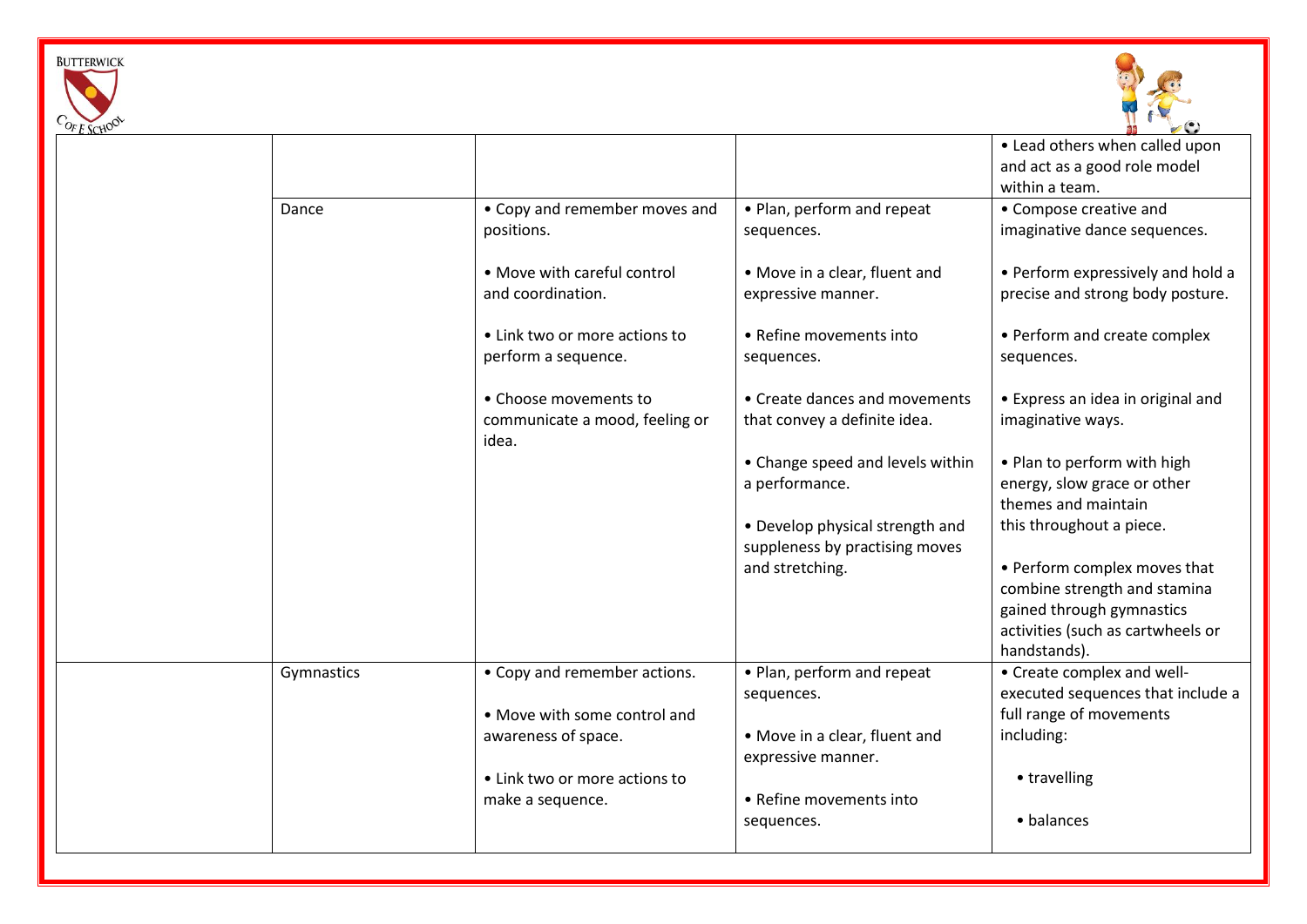| | | | | |
|---|---|---|---|---|
| | | | | • Lead others when called upon and act as a good role model within a team. |
| | Dance | • Copy and remember moves and positions.<br><br>• Move with careful control and coordination.<br><br>• Link two or more actions to perform a sequence.<br><br>• Choose movements to communicate a mood, feeling or idea. | • Plan, perform and repeat sequences.<br><br>• Move in a clear, fluent and expressive manner.<br><br>• Refine movements into sequences.<br><br>• Create dances and movements that convey a definite idea.<br><br>• Change speed and levels within a performance.<br><br>• Develop physical strength and suppleness by practising moves and stretching. | • Compose creative and imaginative dance sequences.<br><br>• Perform expressively and hold a precise and strong body posture.<br><br>• Perform and create complex sequences.<br><br>• Express an idea in original and imaginative ways.<br><br>• Plan to perform with high energy, slow grace or other themes and maintain this throughout a piece.<br><br>• Perform complex moves that combine strength and stamina gained through gymnastics activities (such as cartwheels or handstands). |
| | Gymnastics | • Copy and remember actions.<br><br>• Move with some control and awareness of space.<br><br>• Link two or more actions to make a sequence. | • Plan, perform and repeat sequences.<br><br>• Move in a clear, fluent and expressive manner.<br><br>• Refine movements into sequences. | • Create complex and well-executed sequences that include a full range of movements including:<br><br>• travelling<br><br>• balances |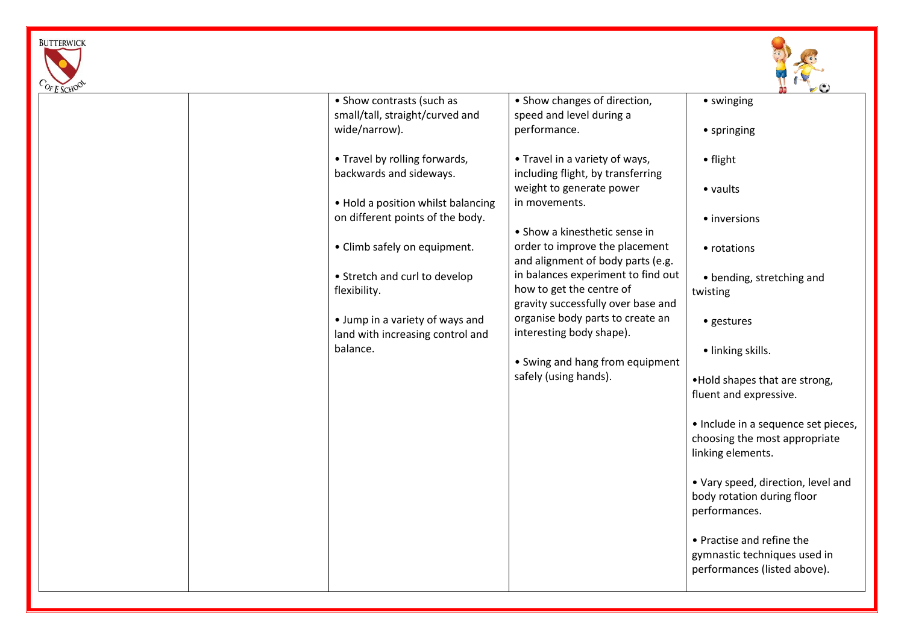| | | | | |
|---|---|---|---|---|
| | | • Show contrasts (such as small/tall, straight/curved and wide/narrow).<br><br>• Travel by rolling forwards, backwards and sideways.<br><br>• Hold a position whilst balancing on different points of the body.<br><br>• Climb safely on equipment.<br><br>• Stretch and curl to develop flexibility.<br><br>• Jump in a variety of ways and land with increasing control and balance. | • Show changes of direction, speed and level during a performance.<br><br>• Travel in a variety of ways, including flight, by transferring weight to generate power in movements.<br><br>• Show a kinesthetic sense in order to improve the placement and alignment of body parts (e.g. in balances experiment to find out how to get the centre of gravity successfully over base and organise body parts to create an interesting body shape).<br><br>• Swing and hang from equipment safely (using hands). | • swinging<br><br>• springing<br><br>• flight<br><br>• vaults<br><br>• inversions<br><br>• rotations<br><br>• bending, stretching and twisting<br><br>• gestures<br><br>• linking skills.<br><br>•Hold shapes that are strong, fluent and expressive.<br><br>• Include in a sequence set pieces, choosing the most appropriate linking elements.<br><br>• Vary speed, direction, level and body rotation during floor performances.<br><br>• Practise and refine the gymnastic techniques used in performances (listed above). |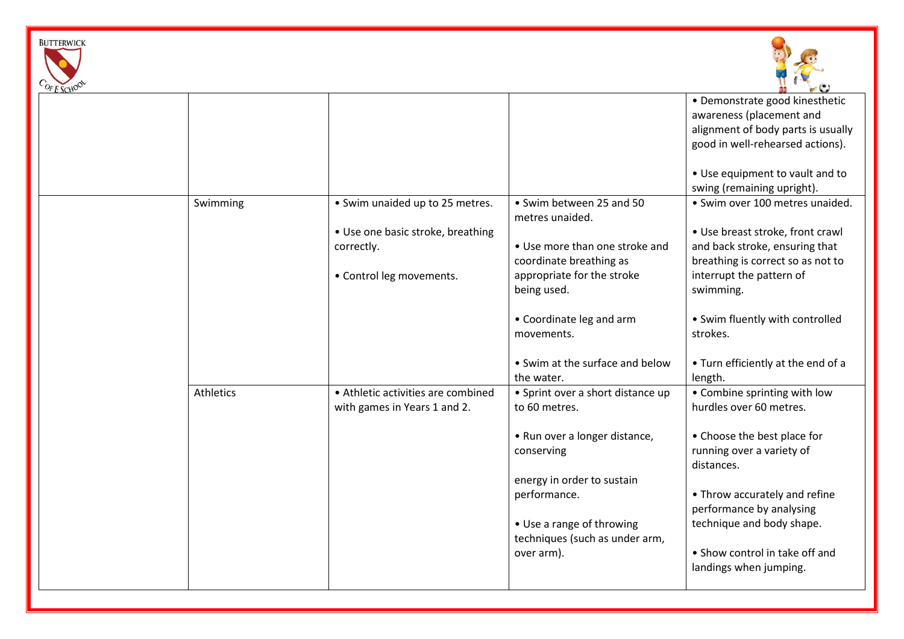| | | | | |
|---|---|---|---|---|
| | | | | • Demonstrate good kinesthetic awareness (placement and alignment of body parts is usually good in well-rehearsed actions).<br><br>• Use equipment to vault and to swing (remaining upright). |
| | Swimming | • Swim unaided up to 25 metres.<br><br>• Use one basic stroke, breathing correctly.<br><br>• Control leg movements. | • Swim between 25 and 50 metres unaided.<br><br>• Use more than one stroke and coordinate breathing as appropriate for the stroke being used.<br><br>• Coordinate leg and arm movements.<br><br>• Swim at the surface and below the water. | • Swim over 100 metres unaided.<br><br>• Use breast stroke, front crawl and back stroke, ensuring that breathing is correct so as not to interrupt the pattern of swimming.<br><br>• Swim fluently with controlled strokes.<br><br>• Turn efficiently at the end of a length. |
| | Athletics | • Athletic activities are combined with games in Years 1 and 2. | • Sprint over a short distance up to 60 metres.<br><br>• Run over a longer distance, conserving<br><br>energy in order to sustain performance.<br><br>• Use a range of throwing techniques (such as under arm, over arm). | • Combine sprinting with low hurdles over 60 metres.<br><br>• Choose the best place for running over a variety of distances.<br><br>• Throw accurately and refine performance by analysing technique and body shape.<br><br>• Show control in take off and landings when jumping. |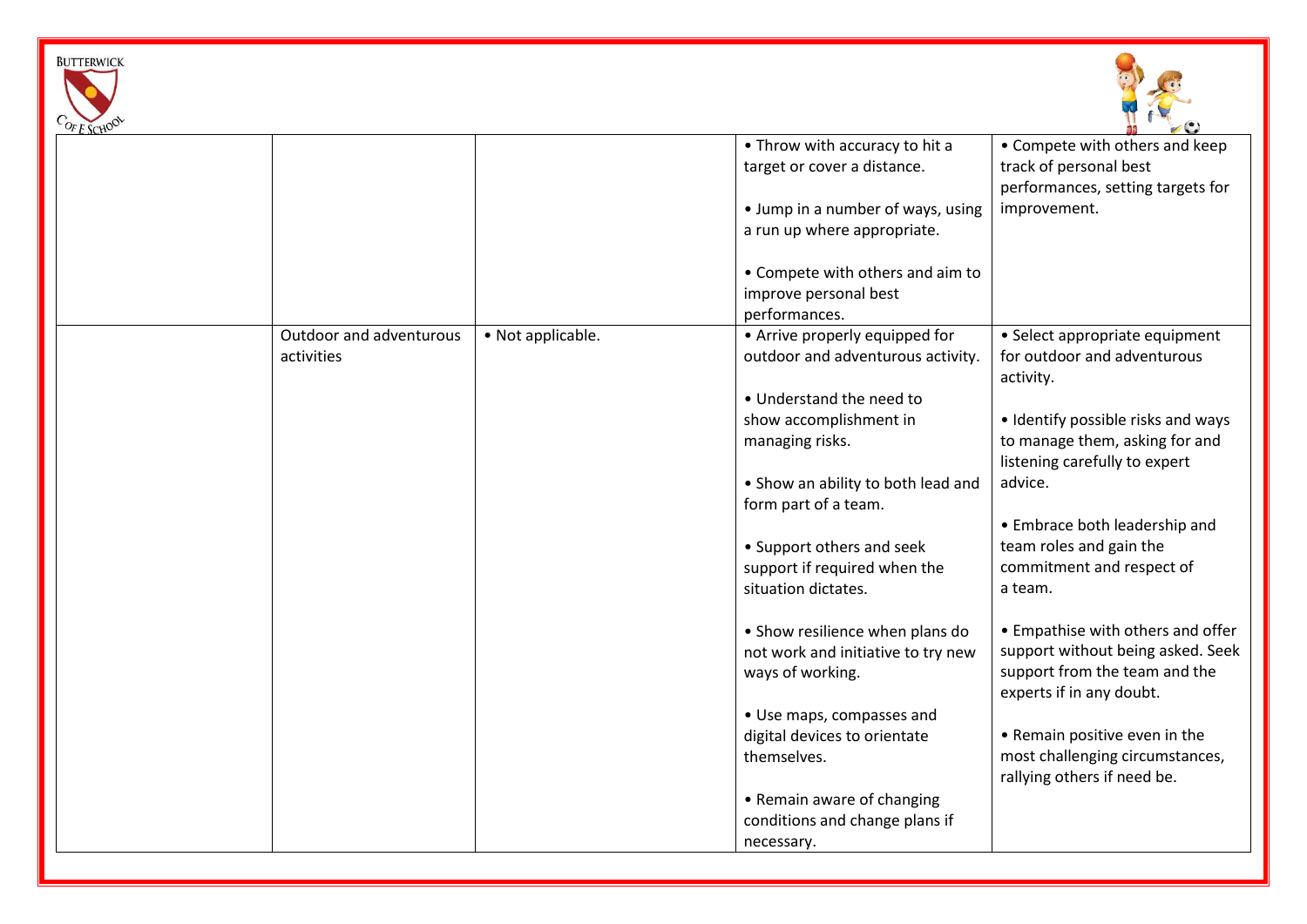| | | | | |
|---|---|---|---|---|
| | | | • Throw with accuracy to hit a target or cover a distance.<br><br>• Jump in a number of ways, using a run up where appropriate.<br><br>• Compete with others and aim to improve personal best performances. | • Compete with others and keep track of personal best performances, setting targets for improvement. |
| | Outdoor and adventurous activities | • Not applicable. | • Arrive properly equipped for outdoor and adventurous activity.<br><br>• Understand the need to show accomplishment in managing risks.<br><br>• Show an ability to both lead and form part of a team.<br><br>• Support others and seek support if required when the situation dictates.<br><br>• Show resilience when plans do not work and initiative to try new ways of working.<br><br>• Use maps, compasses and digital devices to orientate themselves.<br><br>• Remain aware of changing conditions and change plans if necessary. | • Select appropriate equipment for outdoor and adventurous activity.<br><br>• Identify possible risks and ways to manage them, asking for and listening carefully to expert advice.<br><br>• Embrace both leadership and team roles and gain the commitment and respect of a team.<br><br>• Empathise with others and offer support without being asked. Seek support from the team and the experts if in any doubt.<br><br>• Remain positive even in the most challenging circumstances, rallying others if need be. |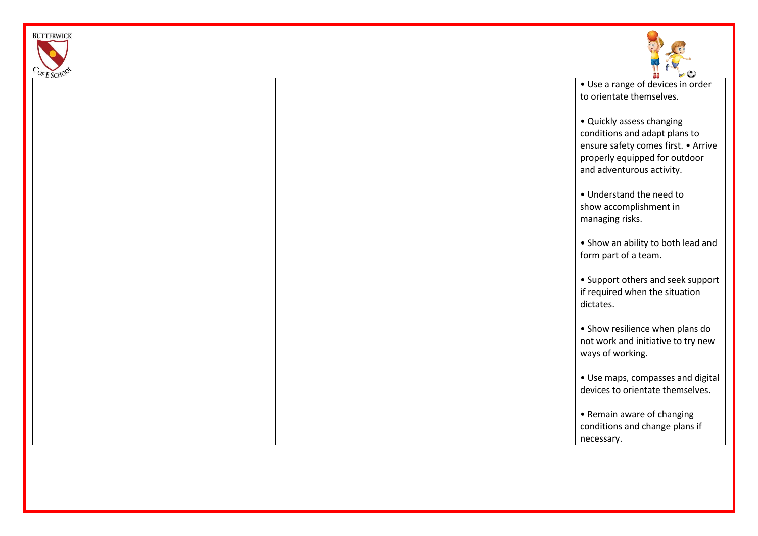| | | | | |
|---|---|---|---|---|
| | | | | • Use a range of devices in order to orientate themselves.<br><br>• Quickly assess changing conditions and adapt plans to ensure safety comes first. • Arrive properly equipped for outdoor and adventurous activity.<br><br>• Understand the need to show accomplishment in managing risks.<br><br>• Show an ability to both lead and form part of a team.<br><br>• Support others and seek support if required when the situation dictates.<br><br>• Show resilience when plans do not work and initiative to try new ways of working.<br><br>• Use maps, compasses and digital devices to orientate themselves.<br><br>• Remain aware of changing conditions and change plans if necessary. |